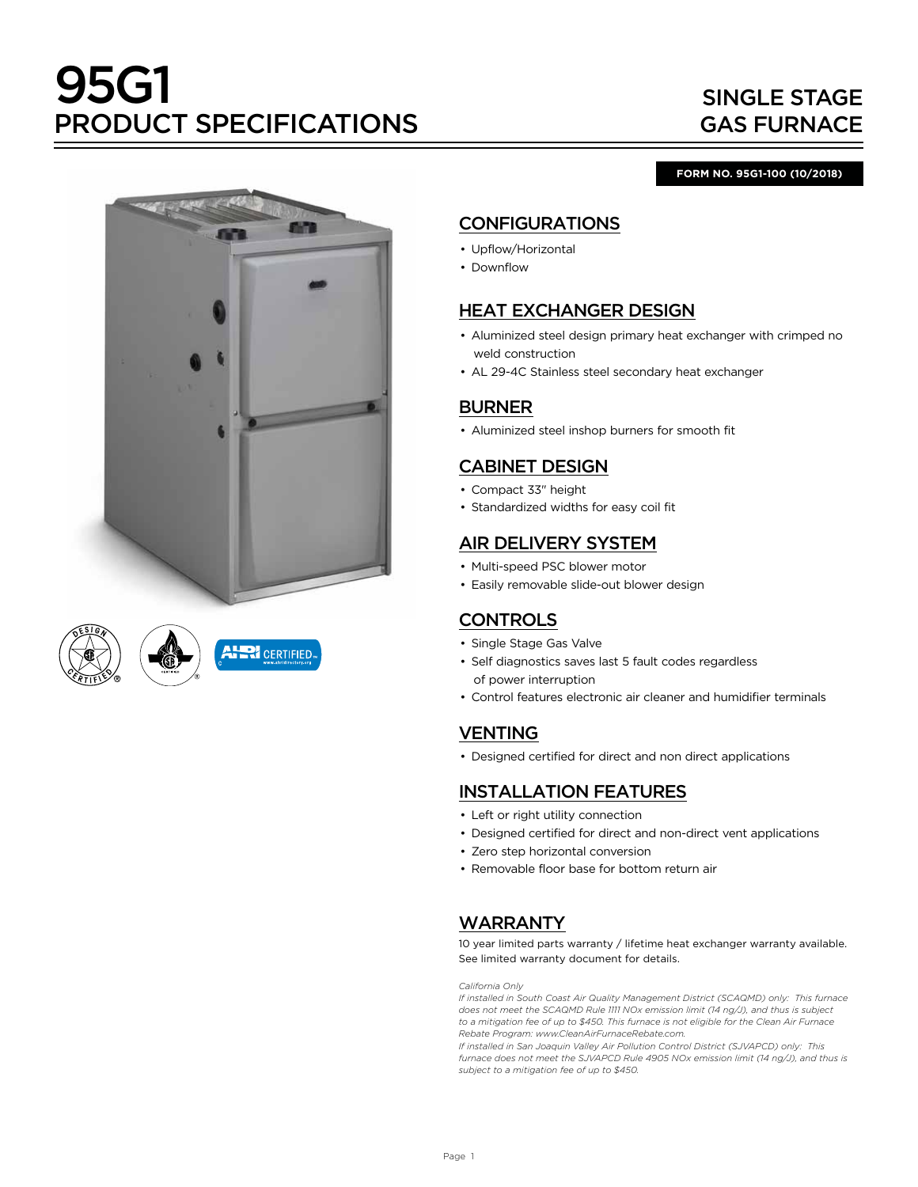# 95G1 PRODUCT SPECIFICATIONS

## SINGLE STAGE GAS FURNACE

**FORM NO. 95G1-100 (10/2018)**

## CONFIGURATIONS

- Upflow/Horizontal
- Downflow

## HEAT EXCHANGER DESIGN

- Aluminized steel design primary heat exchanger with crimped no weld construction
- AL 29-4C Stainless steel secondary heat exchanger

## BURNER

- Aluminized steel inshop burners for smooth fit

## CABINET DESIGN

- Compact 33" height
- Standardized widths for easy coil fit

## AIR DELIVERY SYSTEM

- Multi-speed PSC blower motor
- Easily removable slide-out blower design

## CONTROLS

- Single Stage Gas Valve
- Self diagnostics saves last 5 fault codes regardless of power interruption
- Control features electronic air cleaner and humidifier terminals

## VENTING

- Designed certified for direct and non direct applications

## INSTALLATION FEATURES

- Left or right utility connection
- Designed certified for direct and non-direct vent applications
- Zero step horizontal conversion
- Removable floor base for bottom return air

## WARRANTY

10 year limited parts warranty / lifetime heat exchanger warranty available. See limited warranty document for details.

*California Only*
*If installed in South Coast Air Quality Management District (SCAQMD) only: This furnace does not meet the SCAQMD Rule 1111 NOx emission limit (14 ng/J), and thus is subject to a mitigation fee of up to $450. This furnace is not eligible for the Clean Air Furnace Rebate Program: www.CleanAirFurnaceRebate.com.*
*If installed in San Joaquin Valley Air Pollution Control District (SJVAPCD) only: This furnace does not meet the SJVAPCD Rule 4905 NOx emission limit (14 ng/J), and thus is subject to a mitigation fee of up to $450.*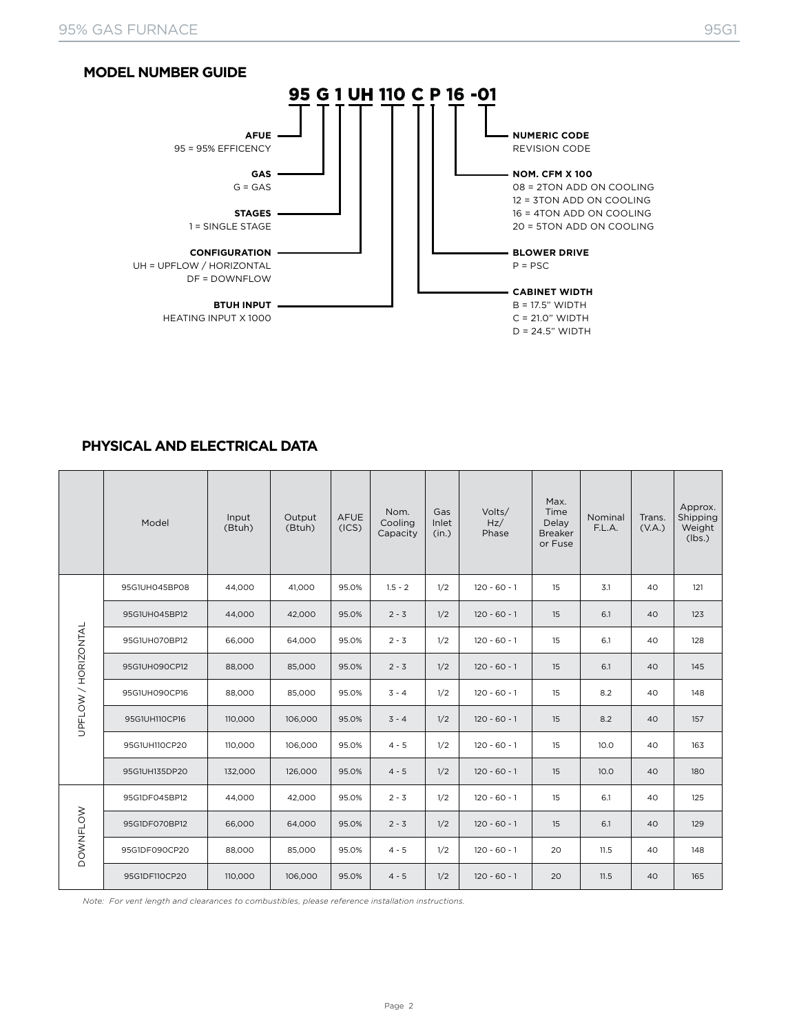## MODEL NUMBER GUIDE

**95 G 1 UH 110 C P 16 -01**

**AFUE**
95 = 95% EFFICENCY

**GAS**
G = GAS

**STAGES**
1 = SINGLE STAGE

**CONFIGURATION**
UH = UPFLOW / HORIZONTAL
DF = DOWNFLOW

**BTUH INPUT**
HEATING INPUT X 1000

**NUMERIC CODE**
REVISION CODE

**NOM. CFM X 100**
08 = 2TON ADD ON COOLING
12 = 3TON ADD ON COOLING
16 = 4TON ADD ON COOLING
20 = 5TON ADD ON COOLING

**BLOWER DRIVE**
P = PSC

**CABINET WIDTH**
B = 17.5" WIDTH
C = 21.0" WIDTH
D = 24.5" WIDTH

## PHYSICAL AND ELECTRICAL DATA

| | Model | Input (Btuh) | Output (Btuh) | AFUE (ICS) | Nom. Cooling Capacity | Gas Inlet (in.) | Volts/ Hz/ Phase | Max. Time Delay Breaker or Fuse | Nominal F.L.A. | Trans. (V.A.) | Approx. Shipping Weight (lbs.) |
|---|---|---|---|---|---|---|---|---|---|---|---|
| UPFLOW / HORIZONTAL | 95G1UH045BP08 | 44,000 | 41,000 | 95.0% | 1.5 - 2 | 1/2 | 120 - 60 - 1 | 15 | 3.1 | 40 | 121 |
| | 95G1UH045BP12 | 44,000 | 42,000 | 95.0% | 2 - 3 | 1/2 | 120 - 60 - 1 | 15 | 6.1 | 40 | 123 |
| | 95G1UH070BP12 | 66,000 | 64,000 | 95.0% | 2 - 3 | 1/2 | 120 - 60 - 1 | 15 | 6.1 | 40 | 128 |
| | 95G1UH090CP12 | 88,000 | 85,000 | 95.0% | 2 - 3 | 1/2 | 120 - 60 - 1 | 15 | 6.1 | 40 | 145 |
| | 95G1UH090CP16 | 88,000 | 85,000 | 95.0% | 3 - 4 | 1/2 | 120 - 60 - 1 | 15 | 8.2 | 40 | 148 |
| | 95G1UH110CP16 | 110,000 | 106,000 | 95.0% | 3 - 4 | 1/2 | 120 - 60 - 1 | 15 | 8.2 | 40 | 157 |
| | 95G1UH110CP20 | 110,000 | 106,000 | 95.0% | 4 - 5 | 1/2 | 120 - 60 - 1 | 15 | 10.0 | 40 | 163 |
| | 95G1UH135DP20 | 132,000 | 126,000 | 95.0% | 4 - 5 | 1/2 | 120 - 60 - 1 | 15 | 10.0 | 40 | 180 |
| DOWNFLOW | 95G1DF045BP12 | 44,000 | 42,000 | 95.0% | 2 - 3 | 1/2 | 120 - 60 - 1 | 15 | 6.1 | 40 | 125 |
| | 95G1DF070BP12 | 66,000 | 64,000 | 95.0% | 2 - 3 | 1/2 | 120 - 60 - 1 | 15 | 6.1 | 40 | 129 |
| | 95G1DF090CP20 | 88,000 | 85,000 | 95.0% | 4 - 5 | 1/2 | 120 - 60 - 1 | 20 | 11.5 | 40 | 148 |
| | 95G1DF110CP20 | 110,000 | 106,000 | 95.0% | 4 - 5 | 1/2 | 120 - 60 - 1 | 20 | 11.5 | 40 | 165 |

*Note: For vent length and clearances to combustibles, please reference installation instructions.*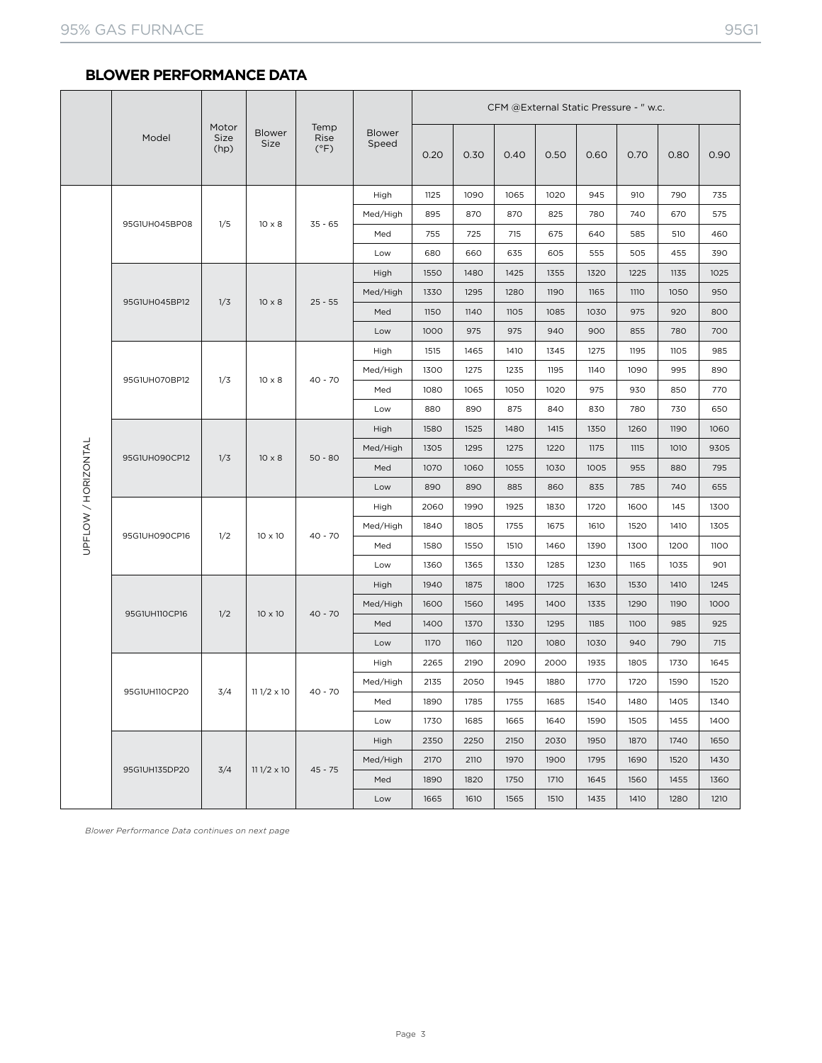## BLOWER PERFORMANCE DATA

| | Model | Motor Size (hp) | Blower Size | Temp Rise (°F) | Blower Speed | CFM @External Static Pressure - " w.c. | | | | | | | |
|---|---|---|---|---|---|---|---|---|---|---|---|---|---|
| | | | | | | 0.20 | 0.30 | 0.40 | 0.50 | 0.60 | 0.70 | 0.80 | 0.90 |
| UPFLOW / HORIZONTAL | 95G1UH045BP08 | 1/5 | 10 x 8 | 35 - 65 | High | 1125 | 1090 | 1065 | 1020 | 945 | 910 | 790 | 735 |
| | | | | | Med/High | 895 | 870 | 870 | 825 | 780 | 740 | 670 | 575 |
| | | | | | Med | 755 | 725 | 715 | 675 | 640 | 585 | 510 | 460 |
| | | | | | Low | 680 | 660 | 635 | 605 | 555 | 505 | 455 | 390 |
| | 95G1UH045BP12 | 1/3 | 10 x 8 | 25 - 55 | High | 1550 | 1480 | 1425 | 1355 | 1320 | 1225 | 1135 | 1025 |
| | | | | | Med/High | 1330 | 1295 | 1280 | 1190 | 1165 | 1110 | 1050 | 950 |
| | | | | | Med | 1150 | 1140 | 1105 | 1085 | 1030 | 975 | 920 | 800 |
| | | | | | Low | 1000 | 975 | 975 | 940 | 900 | 855 | 780 | 700 |
| | 95G1UH070BP12 | 1/3 | 10 x 8 | 40 - 70 | High | 1515 | 1465 | 1410 | 1345 | 1275 | 1195 | 1105 | 985 |
| | | | | | Med/High | 1300 | 1275 | 1235 | 1195 | 1140 | 1090 | 995 | 890 |
| | | | | | Med | 1080 | 1065 | 1050 | 1020 | 975 | 930 | 850 | 770 |
| | | | | | Low | 880 | 890 | 875 | 840 | 830 | 780 | 730 | 650 |
| | 95G1UH090CP12 | 1/3 | 10 x 8 | 50 - 80 | High | 1580 | 1525 | 1480 | 1415 | 1350 | 1260 | 1190 | 1060 |
| | | | | | Med/High | 1305 | 1295 | 1275 | 1220 | 1175 | 1115 | 1010 | 9305 |
| | | | | | Med | 1070 | 1060 | 1055 | 1030 | 1005 | 955 | 880 | 795 |
| | | | | | Low | 890 | 890 | 885 | 860 | 835 | 785 | 740 | 655 |
| | 95G1UH090CP16 | 1/2 | 10 x 10 | 40 - 70 | High | 2060 | 1990 | 1925 | 1830 | 1720 | 1600 | 145 | 1300 |
| | | | | | Med/High | 1840 | 1805 | 1755 | 1675 | 1610 | 1520 | 1410 | 1305 |
| | | | | | Med | 1580 | 1550 | 1510 | 1460 | 1390 | 1300 | 1200 | 1100 |
| | | | | | Low | 1360 | 1365 | 1330 | 1285 | 1230 | 1165 | 1035 | 901 |
| | 95G1UH110CP16 | 1/2 | 10 x 10 | 40 - 70 | High | 1940 | 1875 | 1800 | 1725 | 1630 | 1530 | 1410 | 1245 |
| | | | | | Med/High | 1600 | 1560 | 1495 | 1400 | 1335 | 1290 | 1190 | 1000 |
| | | | | | Med | 1400 | 1370 | 1330 | 1295 | 1185 | 1100 | 985 | 925 |
| | | | | | Low | 1170 | 1160 | 1120 | 1080 | 1030 | 940 | 790 | 715 |
| | 95G1UH110CP20 | 3/4 | 11 1/2 x 10 | 40 - 70 | High | 2265 | 2190 | 2090 | 2000 | 1935 | 1805 | 1730 | 1645 |
| | | | | | Med/High | 2135 | 2050 | 1945 | 1880 | 1770 | 1720 | 1590 | 1520 |
| | | | | | Med | 1890 | 1785 | 1755 | 1685 | 1540 | 1480 | 1405 | 1340 |
| | | | | | Low | 1730 | 1685 | 1665 | 1640 | 1590 | 1505 | 1455 | 1400 |
| | 95G1UH135DP20 | 3/4 | 11 1/2 x 10 | 45 - 75 | High | 2350 | 2250 | 2150 | 2030 | 1950 | 1870 | 1740 | 1650 |
| | | | | | Med/High | 2170 | 2110 | 1970 | 1900 | 1795 | 1690 | 1520 | 1430 |
| | | | | | Med | 1890 | 1820 | 1750 | 1710 | 1645 | 1560 | 1455 | 1360 |
| | | | | | Low | 1665 | 1610 | 1565 | 1510 | 1435 | 1410 | 1280 | 1210 |

*Blower Performance Data continues on next page*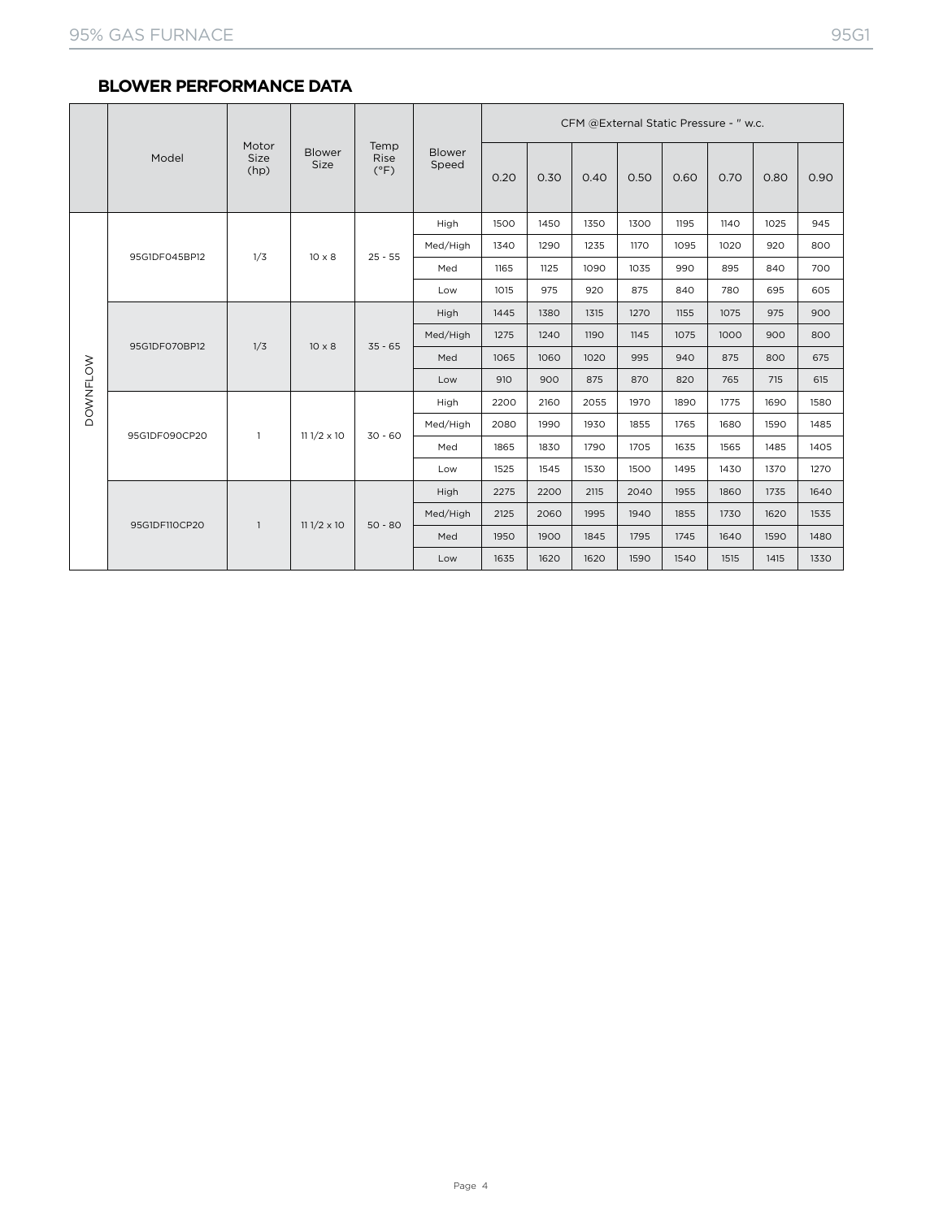## BLOWER PERFORMANCE DATA

| | Model | Motor Size (hp) | Blower Size | Temp Rise (°F) | Blower Speed | CFM @External Static Pressure - " w.c. | | | | | | | |
|---|---|---|---|---|---|---|---|---|---|---|---|---|---|
| | | | | | | 0.20 | 0.30 | 0.40 | 0.50 | 0.60 | 0.70 | 0.80 | 0.90 |
| DOWNFLOW | 95G1DF045BP12 | 1/3 | 10 x 8 | 25 - 55 | High | 1500 | 1450 | 1350 | 1300 | 1195 | 1140 | 1025 | 945 |
| | | | | | Med/High | 1340 | 1290 | 1235 | 1170 | 1095 | 1020 | 920 | 800 |
| | | | | | Med | 1165 | 1125 | 1090 | 1035 | 990 | 895 | 840 | 700 |
| | | | | | Low | 1015 | 975 | 920 | 875 | 840 | 780 | 695 | 605 |
| | 95G1DF070BP12 | 1/3 | 10 x 8 | 35 - 65 | High | 1445 | 1380 | 1315 | 1270 | 1155 | 1075 | 975 | 900 |
| | | | | | Med/High | 1275 | 1240 | 1190 | 1145 | 1075 | 1000 | 900 | 800 |
| | | | | | Med | 1065 | 1060 | 1020 | 995 | 940 | 875 | 800 | 675 |
| | | | | | Low | 910 | 900 | 875 | 870 | 820 | 765 | 715 | 615 |
| | 95G1DF090CP20 | 1 | 11 1/2 x 10 | 30 - 60 | High | 2200 | 2160 | 2055 | 1970 | 1890 | 1775 | 1690 | 1580 |
| | | | | | Med/High | 2080 | 1990 | 1930 | 1855 | 1765 | 1680 | 1590 | 1485 |
| | | | | | Med | 1865 | 1830 | 1790 | 1705 | 1635 | 1565 | 1485 | 1405 |
| | | | | | Low | 1525 | 1545 | 1530 | 1500 | 1495 | 1430 | 1370 | 1270 |
| | 95G1DF110CP20 | 1 | 11 1/2 x 10 | 50 - 80 | High | 2275 | 2200 | 2115 | 2040 | 1955 | 1860 | 1735 | 1640 |
| | | | | | Med/High | 2125 | 2060 | 1995 | 1940 | 1855 | 1730 | 1620 | 1535 |
| | | | | | Med | 1950 | 1900 | 1845 | 1795 | 1745 | 1640 | 1590 | 1480 |
| | | | | | Low | 1635 | 1620 | 1620 | 1590 | 1540 | 1515 | 1415 | 1330 |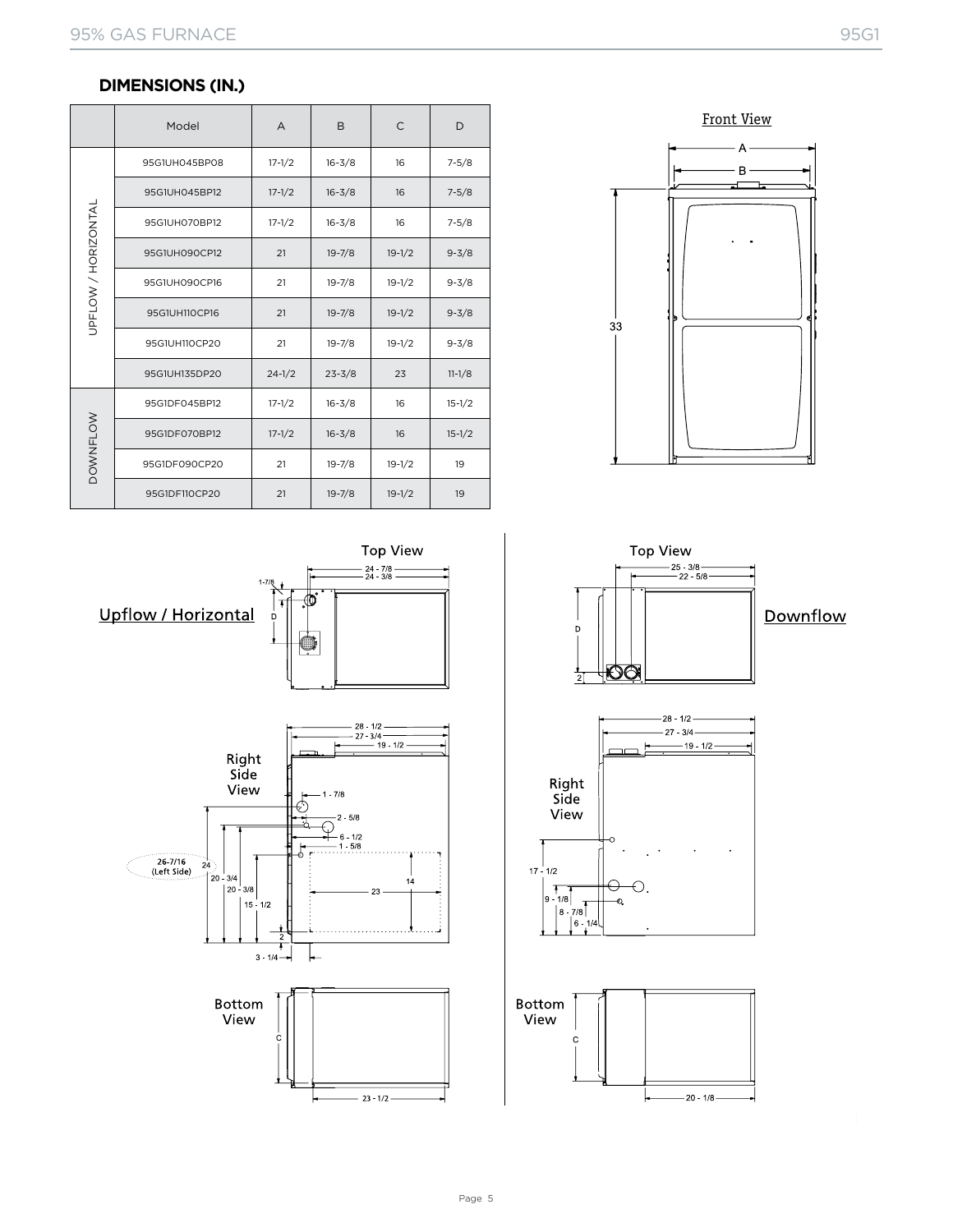## DIMENSIONS (IN.)

| | Model | A | B | C | D |
|---|---|---|---|---|---|
| UPFLOW / HORIZONTAL | 95G1UH045BP08 | 17-1/2 | 16-3/8 | 16 | 7-5/8 |
| | 95G1UH045BP12 | 17-1/2 | 16-3/8 | 16 | 7-5/8 |
| | 95G1UH070BP12 | 17-1/2 | 16-3/8 | 16 | 7-5/8 |
| | 95G1UH090CP12 | 21 | 19-7/8 | 19-1/2 | 9-3/8 |
| | 95G1UH090CP16 | 21 | 19-7/8 | 19-1/2 | 9-3/8 |
| | 95G1UH110CP16 | 21 | 19-7/8 | 19-1/2 | 9-3/8 |
| | 95G1UH110CP20 | 21 | 19-7/8 | 19-1/2 | 9-3/8 |
| | 95G1UH135DP20 | 24-1/2 | 23-3/8 | 23 | 11-1/8 |
| DOWNFLOW | 95G1DF045BP12 | 17-1/2 | 16-3/8 | 16 | 15-1/2 |
| | 95G1DF070BP12 | 17-1/2 | 16-3/8 | 16 | 15-1/2 |
| | 95G1DF090CP20 | 21 | 19-7/8 | 19-1/2 | 19 |
| | 95G1DF110CP20 | 21 | 19-7/8 | 19-1/2 | 19 |

Front View

A, B, 33

Upflow / Horizontal

Top View: 24 - 7/8, 24 - 3/8, 1-7/8, D

Right Side View: 28 - 1/2, 27 - 3/4, 19 - 1/2, 1 - 7/8, 2 - 5/8, 6 - 1/2, 1 - 5/8, 26-7/16 (Left Side), 24, 20 - 3/4, 20 - 3/8, 15 - 1/2, 23, 14, 2, 3 - 1/4

Bottom View: C, 23 - 1/2

Downflow

Top View: 25 - 3/8, 22 - 5/8, D, 2

Right Side View: 28 - 1/2, 27 - 3/4, 19 - 1/2, 17 - 1/2, 9 - 1/8, 8 - 7/8, 6 - 1/4

Bottom View: C, 20 - 1/8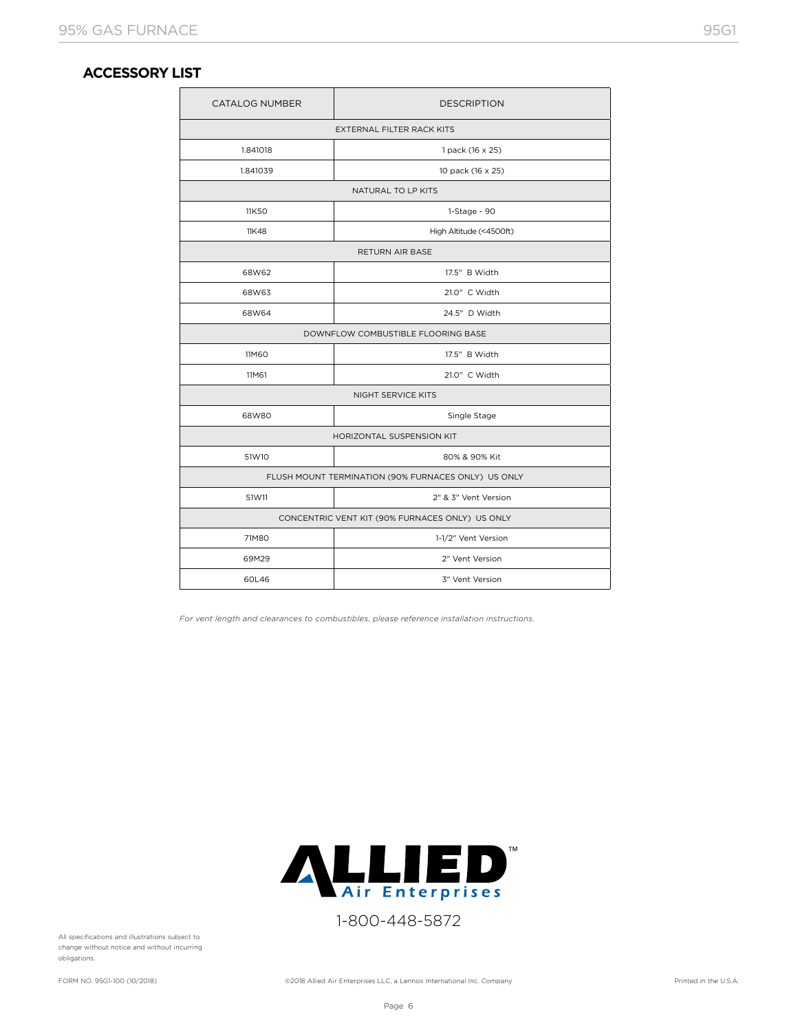## ACCESSORY LIST

| CATALOG NUMBER | DESCRIPTION |
| --- | --- |
| EXTERNAL FILTER RACK KITS | |
| 1.841018 | 1 pack (16 x 25) |
| 1.841039 | 10 pack (16 x 25) |
| NATURAL TO LP KITS | |
| 11K50 | 1-Stage - 90 |
| 11K48 | High Altitude (<4500ft) |
| RETURN AIR BASE | |
| 68W62 | 17.5" B Width |
| 68W63 | 21.0" C Width |
| 68W64 | 24.5" D Width |
| DOWNFLOW COMBUSTIBLE FLOORING BASE | |
| 11M60 | 17.5" B Width |
| 11M61 | 21.0" C Width |
| NIGHT SERVICE KITS | |
| 68W80 | Single Stage |
| HORIZONTAL SUSPENSION KIT | |
| 51W10 | 80% & 90% Kit |
| FLUSH MOUNT TERMINATION (90% FURNACES ONLY) US ONLY | |
| 51W11 | 2" & 3" Vent Version |
| CONCENTRIC VENT KIT (90% FURNACES ONLY) US ONLY | |
| 71M80 | 1-1/2" Vent Version |
| 69M29 | 2" Vent Version |
| 60L46 | 3" Vent Version |

*For vent length and clearances to combustibles, please reference installation instructions.*

ALLIED™ Air Enterprises

1-800-448-5872

All specifications and illustrations subject to change without notice and without incurring obligations.

FORM NO. 95G1-100 (10/2018)

©2018 Allied Air Enterprises LLC, a Lennox International Inc. Company

Printed in the U.S.A.